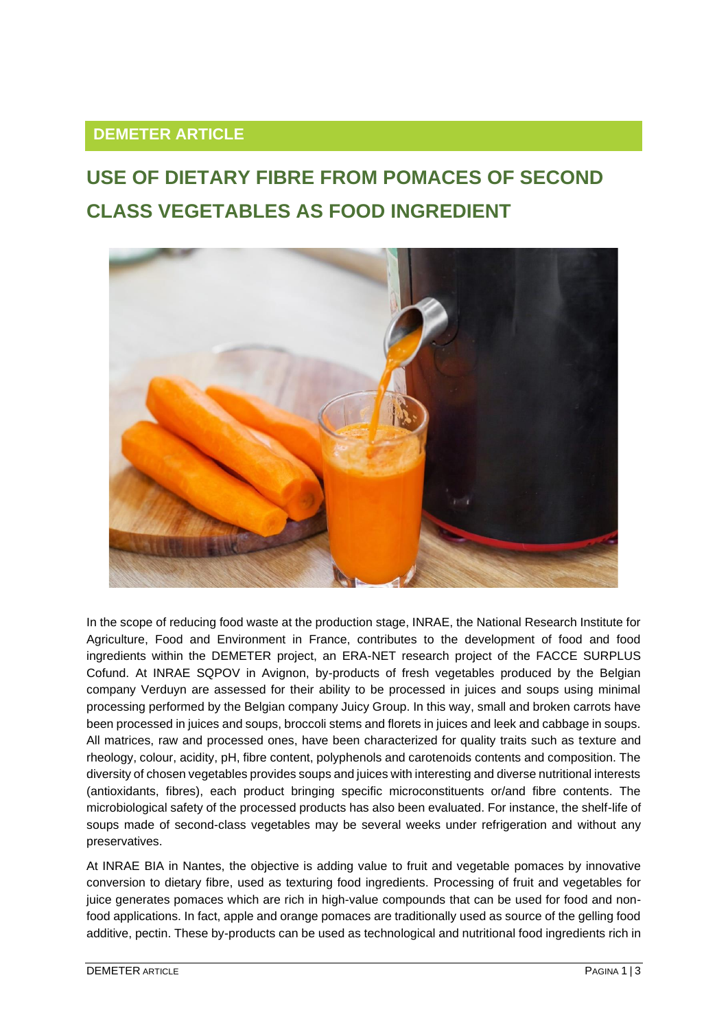DEMETER ARTICLE

# USE OF DIETARY FIBRE FROM POMACES OF SECOND CLASS VEGETABLES AS FOOD INGREDIENT

In the scope of reducing food waste at the production stage, INRAE, the National Research Institute for Agriculture, Food and Environment in France, contributes to the development of food and food ingredients within the DEMETER project, an ERA-NET research project of the FACCE SURPLUS Cofund. At INRAE SQPOV in Avignon, by-products of fresh vegetables produced by the Belgian company Verduyn are assessed for their ability to be processed in juices and soups using minimal processing performed by the Belgian company Juicy Group. In this way, small and broken carrots have been processed in juices and soups, broccoli stems and florets in juices and leek and cabbage in soups. All matrices, raw and processed ones, have been characterized for quality traits such as texture and rheology, colour, acidity, pH, fibre content, polyphenols and carotenoids contents and composition. The diversity of chosen vegetables provides soups and juices with interesting and diverse nutritional interests (antioxidants, fibres), each product bringing specific microconstituents or/and fibre contents. The microbiological safety of the processed products has also been evaluated. For instance, the shelf-life of soups made of second-class vegetables may be several weeks under refrigeration and without any preservatives.

At INRAE BIA in Nantes, the objective is adding value to fruit and vegetable pomaces by innovative conversion to dietary fibre, used as texturing food ingredients. Processing of fruit and vegetables for juice generates pomaces which are rich in high-value compounds that can be used for food and non-food applications. In fact, apple and orange pomaces are traditionally used as source of the gelling food additive, pectin. These by-products can be used as technological and nutritional food ingredients rich in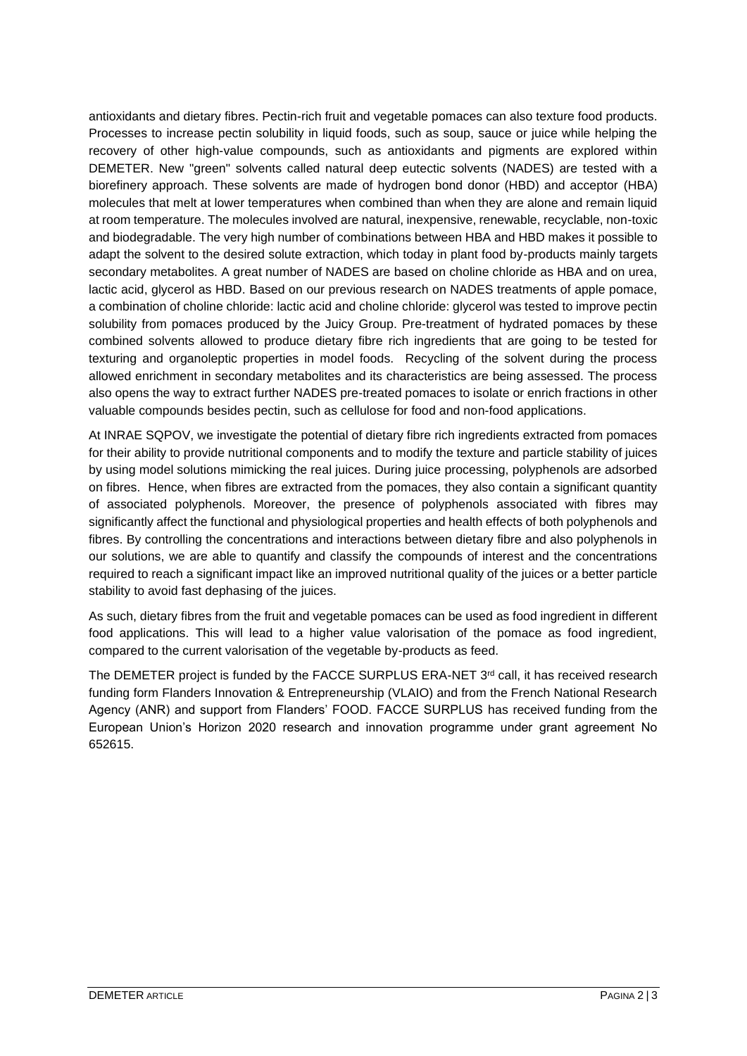antioxidants and dietary fibres. Pectin-rich fruit and vegetable pomaces can also texture food products. Processes to increase pectin solubility in liquid foods, such as soup, sauce or juice while helping the recovery of other high-value compounds, such as antioxidants and pigments are explored within DEMETER. New "green" solvents called natural deep eutectic solvents (NADES) are tested with a biorefinery approach. These solvents are made of hydrogen bond donor (HBD) and acceptor (HBA) molecules that melt at lower temperatures when combined than when they are alone and remain liquid at room temperature. The molecules involved are natural, inexpensive, renewable, recyclable, non-toxic and biodegradable. The very high number of combinations between HBA and HBD makes it possible to adapt the solvent to the desired solute extraction, which today in plant food by-products mainly targets secondary metabolites. A great number of NADES are based on choline chloride as HBA and on urea, lactic acid, glycerol as HBD. Based on our previous research on NADES treatments of apple pomace, a combination of choline chloride: lactic acid and choline chloride: glycerol was tested to improve pectin solubility from pomaces produced by the Juicy Group. Pre-treatment of hydrated pomaces by these combined solvents allowed to produce dietary fibre rich ingredients that are going to be tested for texturing and organoleptic properties in model foods. Recycling of the solvent during the process allowed enrichment in secondary metabolites and its characteristics are being assessed. The process also opens the way to extract further NADES pre-treated pomaces to isolate or enrich fractions in other valuable compounds besides pectin, such as cellulose for food and non-food applications.

At INRAE SQPOV, we investigate the potential of dietary fibre rich ingredients extracted from pomaces for their ability to provide nutritional components and to modify the texture and particle stability of juices by using model solutions mimicking the real juices. During juice processing, polyphenols are adsorbed on fibres. Hence, when fibres are extracted from the pomaces, they also contain a significant quantity of associated polyphenols. Moreover, the presence of polyphenols associated with fibres may significantly affect the functional and physiological properties and health effects of both polyphenols and fibres. By controlling the concentrations and interactions between dietary fibre and also polyphenols in our solutions, we are able to quantify and classify the compounds of interest and the concentrations required to reach a significant impact like an improved nutritional quality of the juices or a better particle stability to avoid fast dephasing of the juices.

As such, dietary fibres from the fruit and vegetable pomaces can be used as food ingredient in different food applications. This will lead to a higher value valorisation of the pomace as food ingredient, compared to the current valorisation of the vegetable by-products as feed.

The DEMETER project is funded by the FACCE SURPLUS ERA-NET 3rd call, it has received research funding form Flanders Innovation & Entrepreneurship (VLAIO) and from the French National Research Agency (ANR) and support from Flanders' FOOD. FACCE SURPLUS has received funding from the European Union's Horizon 2020 research and innovation programme under grant agreement No 652615.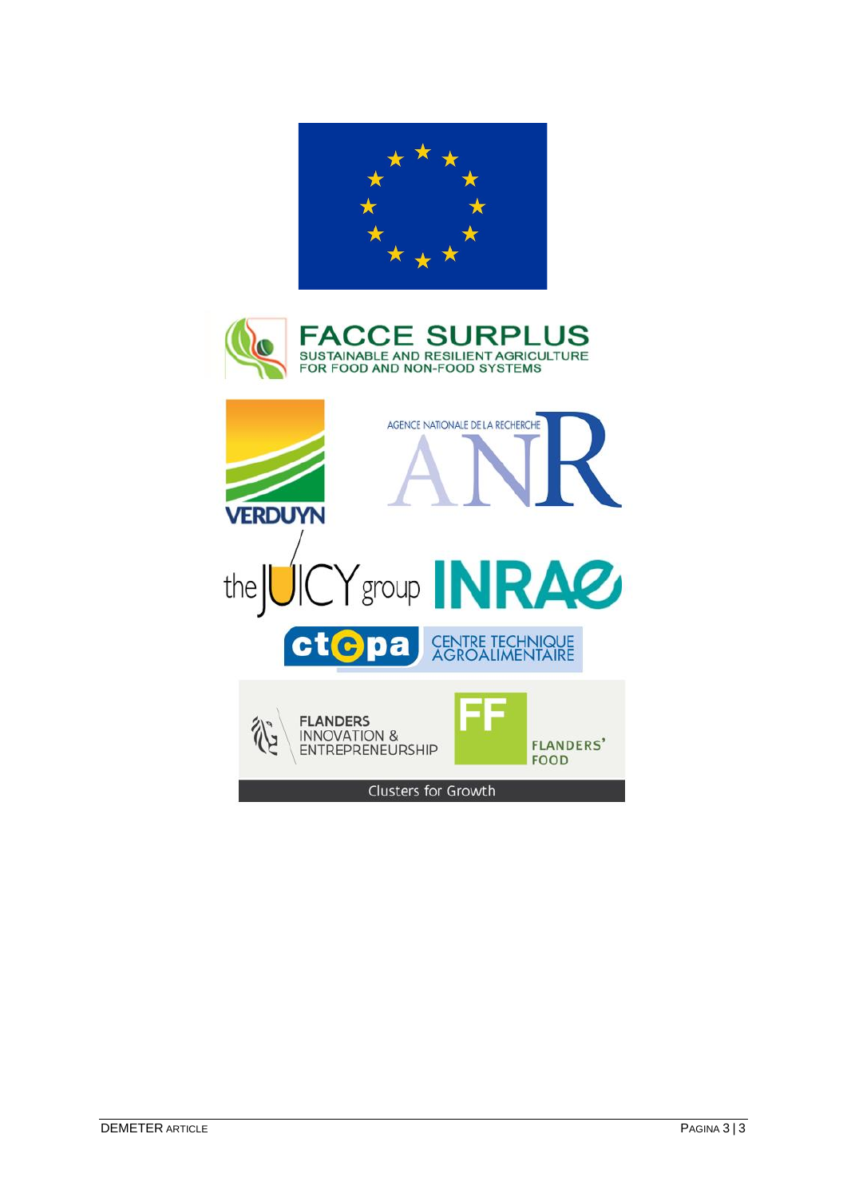FACCE SURPLUS

SUSTAINABLE AND RESILIENT AGRICULTURE FOR FOOD AND NON-FOOD SYSTEMS

VERDUYN

AGENCE NATIONALE DE LA RECHERCHE

ANR

the JUICY group

INRAE

ctcpa

CENTRE TECHNIQUE AGROALIMENTAIRE

FLANDERS INNOVATION & ENTREPRENEURSHIP

FF

FLANDERS' FOOD

Clusters for Growth